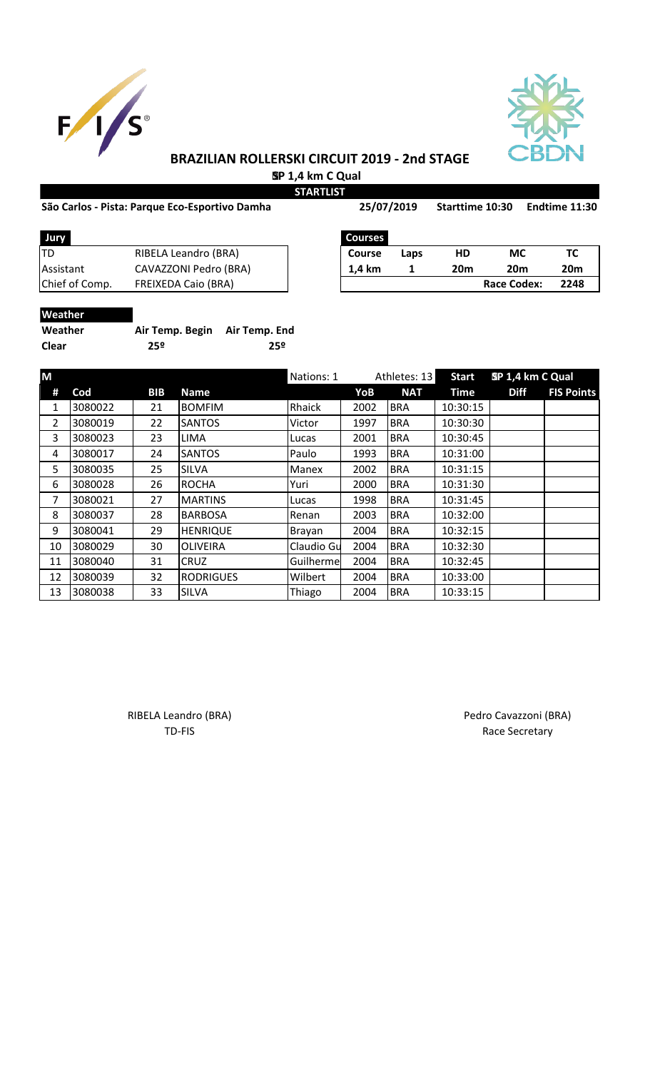# BRAZILIAN ROLLERSKI CIRCUIT 2019 - 2nd STAGE

**SP 1,4 km C Qual**

**STARTLIST**

**São Carlos - Pista: Parque Eco-Esportivo Damha** | **25/07/2019** | **Starttime 10:30** | **Endtime 11:30**

| Jury | |
|---|---|
| TD | RIBELA Leandro (BRA) |
| Assistant | CAVAZZONI Pedro (BRA) |
| Chief of Comp. | FREIXEDA Caio (BRA) |

| Courses | | | | |
|---|---|---|---|---|
| Course | Laps | HD | MC | TC |
| 1,4 km | 1 | 20m | 20m | 20m |
| | | | Race Codex: | 2248 |

| Weather | Air Temp. Begin | Air Temp. End |
|---|---|---|
| Clear | 25º | 25º |

**M** — Nations: 1 — Athletes: 13 — **SP 1,4 km C Qual**

| # | Cod | BIB | Name | | YoB | NAT | Start Time | Diff | FIS Points |
|---|---|---|---|---|---|---|---|---|---|
| 1 | 3080022 | 21 | BOMFIM | Rhaick | 2002 | BRA | 10:30:15 | | |
| 2 | 3080019 | 22 | SANTOS | Victor | 1997 | BRA | 10:30:30 | | |
| 3 | 3080023 | 23 | LIMA | Lucas | 2001 | BRA | 10:30:45 | | |
| 4 | 3080017 | 24 | SANTOS | Paulo | 1993 | BRA | 10:31:00 | | |
| 5 | 3080035 | 25 | SILVA | Manex | 2002 | BRA | 10:31:15 | | |
| 6 | 3080028 | 26 | ROCHA | Yuri | 2000 | BRA | 10:31:30 | | |
| 7 | 3080021 | 27 | MARTINS | Lucas | 1998 | BRA | 10:31:45 | | |
| 8 | 3080037 | 28 | BARBOSA | Renan | 2003 | BRA | 10:32:00 | | |
| 9 | 3080041 | 29 | HENRIQUE | Brayan | 2004 | BRA | 10:32:15 | | |
| 10 | 3080029 | 30 | OLIVEIRA | Claudio Gu | 2004 | BRA | 10:32:30 | | |
| 11 | 3080040 | 31 | CRUZ | Guilherme | 2004 | BRA | 10:32:45 | | |
| 12 | 3080039 | 32 | RODRIGUES | Wilbert | 2004 | BRA | 10:33:00 | | |
| 13 | 3080038 | 33 | SILVA | Thiago | 2004 | BRA | 10:33:15 | | |

RIBELA Leandro (BRA)
TD-FIS

Pedro Cavazzoni (BRA)
Race Secretary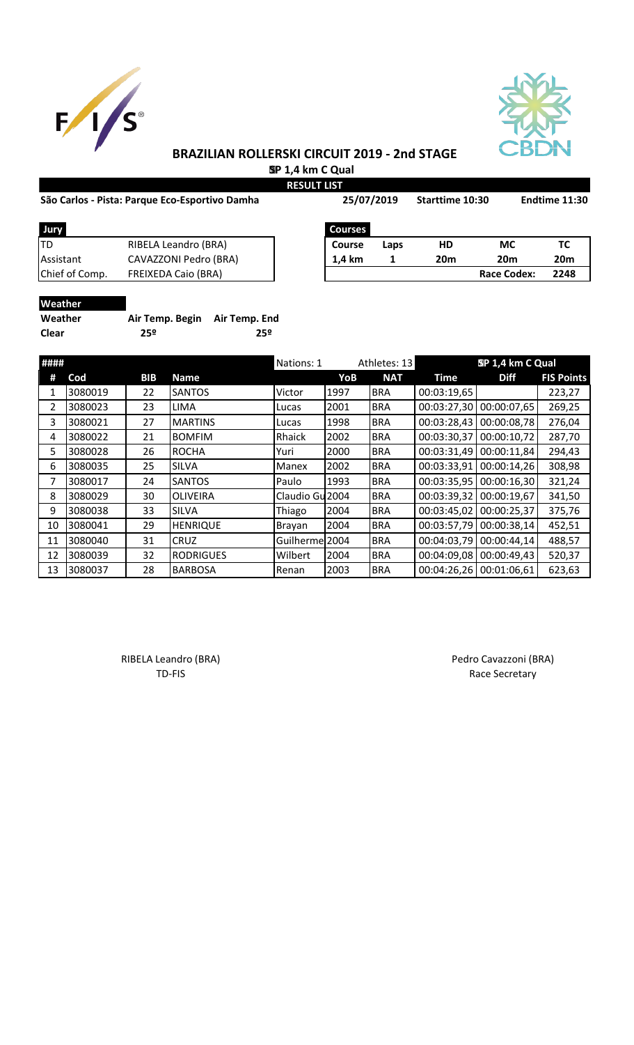# BRAZILIAN ROLLERSKI CIRCUIT 2019 - 2nd STAGE

**SP 1,4 km C Qual**

**RESULT LIST**

**São Carlos - Pista: Parque Eco-Esportivo Damha** | **25/07/2019** | **Starttime 10:30** | **Endtime 11:30**

| Jury | |
|---|---|
| TD | RIBELA Leandro (BRA) |
| Assistant | CAVAZZONI Pedro (BRA) |
| Chief of Comp. | FREIXEDA Caio (BRA) |

| Courses | | | | |
|---|---|---|---|---|
| Course | Laps | HD | MC | TC |
| 1,4 km | 1 | 20m | 20m | 20m |
| | | | Race Codex: | 2248 |

| Weather | Air Temp. Begin | Air Temp. End |
|---|---|---|
| Clear | 25º | 25º |

| #### | | | | Nations: 1 | | Athletes: 13 | SP 1,4 km C Qual | | |
|---|---|---|---|---|---|---|---|---|---|
| # | Cod | BIB | Name | | YoB | NAT | Time | Diff | FIS Points |
| 1 | 3080019 | 22 | SANTOS | Victor | 1997 | BRA | 00:03:19,65 | | 223,27 |
| 2 | 3080023 | 23 | LIMA | Lucas | 2001 | BRA | 00:03:27,30 | 00:00:07,65 | 269,25 |
| 3 | 3080021 | 27 | MARTINS | Lucas | 1998 | BRA | 00:03:28,43 | 00:00:08,78 | 276,04 |
| 4 | 3080022 | 21 | BOMFIM | Rhaick | 2002 | BRA | 00:03:30,37 | 00:00:10,72 | 287,70 |
| 5 | 3080028 | 26 | ROCHA | Yuri | 2000 | BRA | 00:03:31,49 | 00:00:11,84 | 294,43 |
| 6 | 3080035 | 25 | SILVA | Manex | 2002 | BRA | 00:03:33,91 | 00:00:14,26 | 308,98 |
| 7 | 3080017 | 24 | SANTOS | Paulo | 1993 | BRA | 00:03:35,95 | 00:00:16,30 | 321,24 |
| 8 | 3080029 | 30 | OLIVEIRA | Claudio Gu | 2004 | BRA | 00:03:39,32 | 00:00:19,67 | 341,50 |
| 9 | 3080038 | 33 | SILVA | Thiago | 2004 | BRA | 00:03:45,02 | 00:00:25,37 | 375,76 |
| 10 | 3080041 | 29 | HENRIQUE | Brayan | 2004 | BRA | 00:03:57,79 | 00:00:38,14 | 452,51 |
| 11 | 3080040 | 31 | CRUZ | Guilherme | 2004 | BRA | 00:04:03,79 | 00:00:44,14 | 488,57 |
| 12 | 3080039 | 32 | RODRIGUES | Wilbert | 2004 | BRA | 00:04:09,08 | 00:00:49,43 | 520,37 |
| 13 | 3080037 | 28 | BARBOSA | Renan | 2003 | BRA | 00:04:26,26 | 00:01:06,61 | 623,63 |

RIBELA Leandro (BRA)
TD-FIS

Pedro Cavazzoni (BRA)
Race Secretary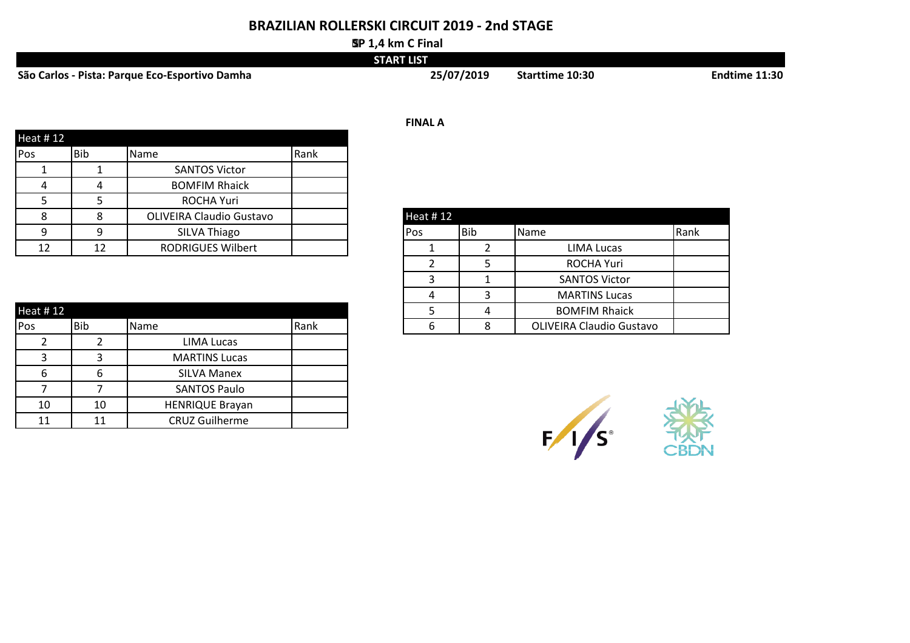# BRAZILIAN ROLLERSKI CIRCUIT 2019 - 2nd STAGE

**SP 1,4 km C Final**

**START LIST**

**São Carlos - Pista: Parque Eco-Esportivo Damha** | **25/07/2019** | **Starttime 10:30** | **Endtime 11:30**

| Heat # 12 | | | |
|---|---|---|---|
| Pos | Bib | Name | Rank |
| 1 | 1 | SANTOS Victor | |
| 4 | 4 | BOMFIM Rhaick | |
| 5 | 5 | ROCHA Yuri | |
| 8 | 8 | OLIVEIRA Claudio Gustavo | |
| 9 | 9 | SILVA Thiago | |
| 12 | 12 | RODRIGUES Wilbert | |

| Heat # 12 | | | |
|---|---|---|---|
| Pos | Bib | Name | Rank |
| 2 | 2 | LIMA Lucas | |
| 3 | 3 | MARTINS Lucas | |
| 6 | 6 | SILVA Manex | |
| 7 | 7 | SANTOS Paulo | |
| 10 | 10 | HENRIQUE Brayan | |
| 11 | 11 | CRUZ Guilherme | |

**FINAL A**

| Heat # 12 | | | |
|---|---|---|---|
| Pos | Bib | Name | Rank |
| 1 | 2 | LIMA Lucas | |
| 2 | 5 | ROCHA Yuri | |
| 3 | 1 | SANTOS Victor | |
| 4 | 3 | MARTINS Lucas | |
| 5 | 4 | BOMFIM Rhaick | |
| 6 | 8 | OLIVEIRA Claudio Gustavo | |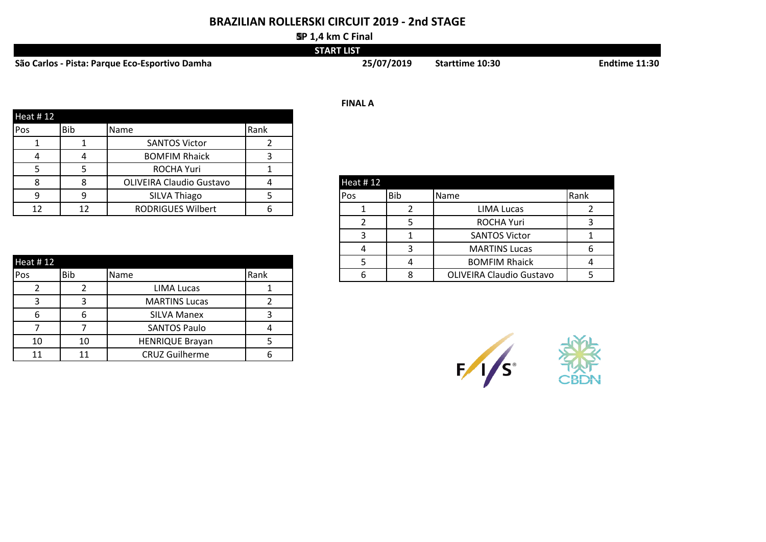# BRAZILIAN ROLLERSKI CIRCUIT 2019 - 2nd STAGE

**SP 1,4 km C Final**

**START LIST**

**São Carlos - Pista: Parque Eco-Esportivo Damha** | **25/07/2019** | **Starttime 10:30** | **Endtime 11:30**

| Heat # 12 | | | |
|---|---|---|---|
| Pos | Bib | Name | Rank |
| 1 | 1 | SANTOS Victor | 2 |
| 4 | 4 | BOMFIM Rhaick | 3 |
| 5 | 5 | ROCHA Yuri | 1 |
| 8 | 8 | OLIVEIRA Claudio Gustavo | 4 |
| 9 | 9 | SILVA Thiago | 5 |
| 12 | 12 | RODRIGUES Wilbert | 6 |

| Heat # 12 | | | |
|---|---|---|---|
| Pos | Bib | Name | Rank |
| 2 | 2 | LIMA Lucas | 1 |
| 3 | 3 | MARTINS Lucas | 2 |
| 6 | 6 | SILVA Manex | 3 |
| 7 | 7 | SANTOS Paulo | 4 |
| 10 | 10 | HENRIQUE Brayan | 5 |
| 11 | 11 | CRUZ Guilherme | 6 |

**FINAL A**

| Heat # 12 | | | |
|---|---|---|---|
| Pos | Bib | Name | Rank |
| 1 | 2 | LIMA Lucas | 2 |
| 2 | 5 | ROCHA Yuri | 3 |
| 3 | 1 | SANTOS Victor | 1 |
| 4 | 3 | MARTINS Lucas | 6 |
| 5 | 4 | BOMFIM Rhaick | 4 |
| 6 | 8 | OLIVEIRA Claudio Gustavo | 5 |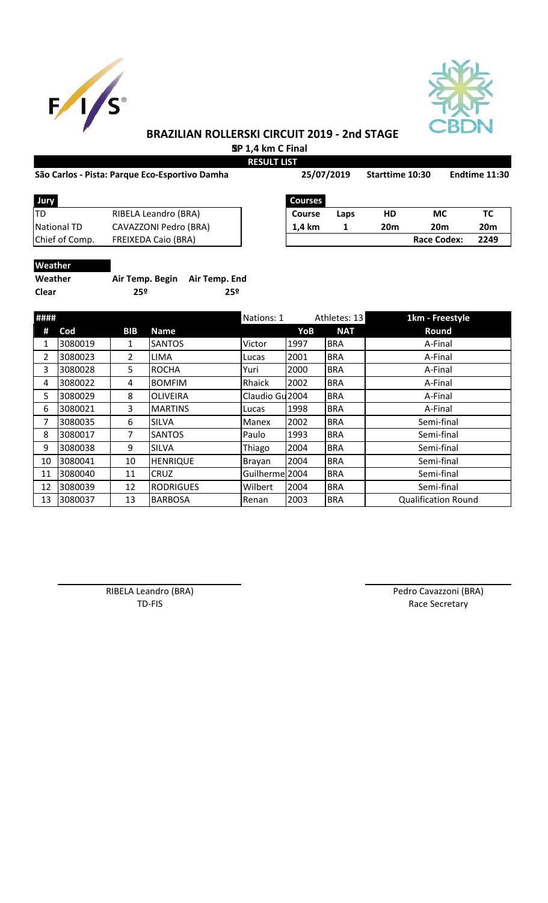# BRAZILIAN ROLLERSKI CIRCUIT 2019 - 2nd STAGE

**SP 1,4 km C Final**

**RESULT LIST**

**São Carlos - Pista: Parque Eco-Esportivo Damha** **25/07/2019** **Starttime 10:30** **Endtime 11:30**

| **Jury** | |
|---|---|
| TD | RIBELA Leandro (BRA) |
| National TD | CAVAZZONI Pedro (BRA) |
| Chief of Comp. | FREIXEDA Caio (BRA) |

| **Courses** | | | | |
|---|---|---|---|---|
| **Course** | **Laps** | **HD** | **MC** | **TC** |
| **1,4 km** | **1** | **20m** | **20m** | **20m** |
| | | | **Race Codex:** | **2249** |

**Weather**

| **Weather** | **Air Temp. Begin** | **Air Temp. End** |
|---|---|---|
| **Clear** | **25º** | **25º** |

| #### | | | | Nations: 1 | | Athletes: 13 | 1km - Freestyle |
|---|---|---|---|---|---|---|---|
| **#** | **Cod** | **BIB** | **Name** | | **YoB** | **NAT** | **Round** |
| 1 | 3080019 | 1 | SANTOS | Victor | 1997 | BRA | A-Final |
| 2 | 3080023 | 2 | LIMA | Lucas | 2001 | BRA | A-Final |
| 3 | 3080028 | 5 | ROCHA | Yuri | 2000 | BRA | A-Final |
| 4 | 3080022 | 4 | BOMFIM | Rhaick | 2002 | BRA | A-Final |
| 5 | 3080029 | 8 | OLIVEIRA | Claudio Gu | 2004 | BRA | A-Final |
| 6 | 3080021 | 3 | MARTINS | Lucas | 1998 | BRA | A-Final |
| 7 | 3080035 | 6 | SILVA | Manex | 2002 | BRA | Semi-final |
| 8 | 3080017 | 7 | SANTOS | Paulo | 1993 | BRA | Semi-final |
| 9 | 3080038 | 9 | SILVA | Thiago | 2004 | BRA | Semi-final |
| 10 | 3080041 | 10 | HENRIQUE | Brayan | 2004 | BRA | Semi-final |
| 11 | 3080040 | 11 | CRUZ | Guilherme | 2004 | BRA | Semi-final |
| 12 | 3080039 | 12 | RODRIGUES | Wilbert | 2004 | BRA | Semi-final |
| 13 | 3080037 | 13 | BARBOSA | Renan | 2003 | BRA | Qualification Round |

RIBELA Leandro (BRA)
TD-FIS

Pedro Cavazzoni (BRA)
Race Secretary